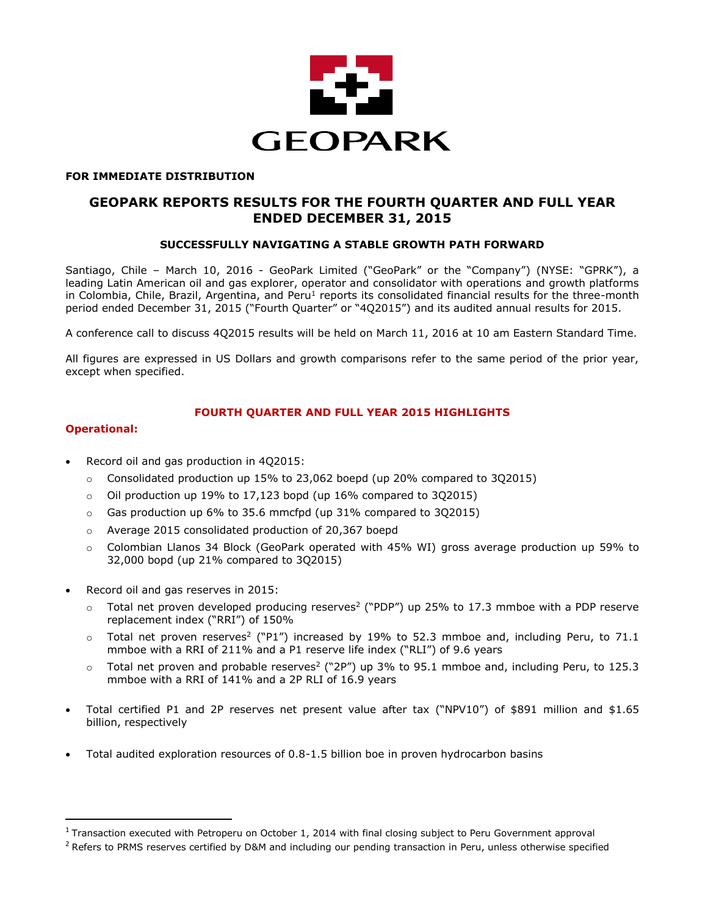GEOPARK

**FOR IMMEDIATE DISTRIBUTION**

# GEOPARK REPORTS RESULTS FOR THE FOURTH QUARTER AND FULL YEAR ENDED DECEMBER 31, 2015

### SUCCESSFULLY NAVIGATING A STABLE GROWTH PATH FORWARD

Santiago, Chile – March 10, 2016 - GeoPark Limited ("GeoPark" or the "Company") (NYSE: "GPRK"), a leading Latin American oil and gas explorer, operator and consolidator with operations and growth platforms in Colombia, Chile, Brazil, Argentina, and Peru[1] reports its consolidated financial results for the three-month period ended December 31, 2015 ("Fourth Quarter" or "4Q2015") and its audited annual results for 2015.

A conference call to discuss 4Q2015 results will be held on March 11, 2016 at 10 am Eastern Standard Time.

All figures are expressed in US Dollars and growth comparisons refer to the same period of the prior year, except when specified.

## FOURTH QUARTER AND FULL YEAR 2015 HIGHLIGHTS

### Operational:

- Record oil and gas production in 4Q2015:
  - Consolidated production up 15% to 23,062 boepd (up 20% compared to 3Q2015)
  - Oil production up 19% to 17,123 bopd (up 16% compared to 3Q2015)
  - Gas production up 6% to 35.6 mmcfpd (up 31% compared to 3Q2015)
  - Average 2015 consolidated production of 20,367 boepd
  - Colombian Llanos 34 Block (GeoPark operated with 45% WI) gross average production up 59% to 32,000 bopd (up 21% compared to 3Q2015)
- Record oil and gas reserves in 2015:
  - Total net proven developed producing reserves[2] ("PDP") up 25% to 17.3 mmboe with a PDP reserve replacement index ("RRI") of 150%
  - Total net proven reserves[2] ("P1") increased by 19% to 52.3 mmboe and, including Peru, to 71.1 mmboe with a RRI of 211% and a P1 reserve life index ("RLI") of 9.6 years
  - Total net proven and probable reserves[2] ("2P") up 3% to 95.1 mmboe and, including Peru, to 125.3 mmboe with a RRI of 141% and a 2P RLI of 16.9 years
- Total certified P1 and 2P reserves net present value after tax ("NPV10") of $891 million and $1.65 billion, respectively
- Total audited exploration resources of 0.8-1.5 billion boe in proven hydrocarbon basins

[1] Transaction executed with Petroperu on October 1, 2014 with final closing subject to Peru Government approval

[2] Refers to PRMS reserves certified by D&M and including our pending transaction in Peru, unless otherwise specified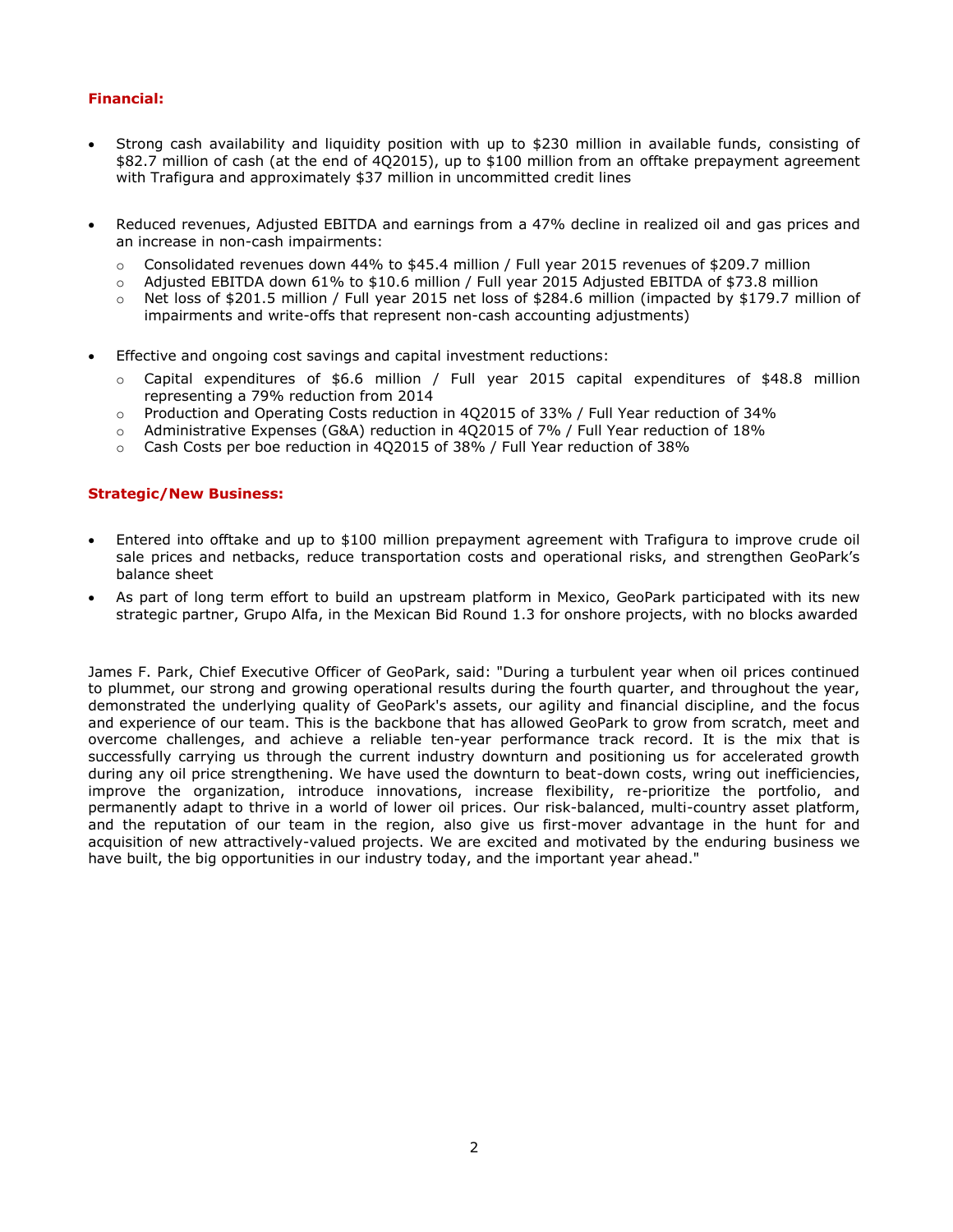**Financial:**

- Strong cash availability and liquidity position with up to $230 million in available funds, consisting of $82.7 million of cash (at the end of 4Q2015), up to $100 million from an offtake prepayment agreement with Trafigura and approximately $37 million in uncommitted credit lines

- Reduced revenues, Adjusted EBITDA and earnings from a 47% decline in realized oil and gas prices and an increase in non-cash impairments:
  - Consolidated revenues down 44% to $45.4 million / Full year 2015 revenues of $209.7 million
  - Adjusted EBITDA down 61% to $10.6 million / Full year 2015 Adjusted EBITDA of $73.8 million
  - Net loss of $201.5 million / Full year 2015 net loss of $284.6 million (impacted by $179.7 million of impairments and write-offs that represent non-cash accounting adjustments)

- Effective and ongoing cost savings and capital investment reductions:
  - Capital expenditures of $6.6 million / Full year 2015 capital expenditures of $48.8 million representing a 79% reduction from 2014
  - Production and Operating Costs reduction in 4Q2015 of 33% / Full Year reduction of 34%
  - Administrative Expenses (G&A) reduction in 4Q2015 of 7% / Full Year reduction of 18%
  - Cash Costs per boe reduction in 4Q2015 of 38% / Full Year reduction of 38%

**Strategic/New Business:**

- Entered into offtake and up to $100 million prepayment agreement with Trafigura to improve crude oil sale prices and netbacks, reduce transportation costs and operational risks, and strengthen GeoPark's balance sheet
- As part of long term effort to build an upstream platform in Mexico, GeoPark participated with its new strategic partner, Grupo Alfa, in the Mexican Bid Round 1.3 for onshore projects, with no blocks awarded

James F. Park, Chief Executive Officer of GeoPark, said: "During a turbulent year when oil prices continued to plummet, our strong and growing operational results during the fourth quarter, and throughout the year, demonstrated the underlying quality of GeoPark's assets, our agility and financial discipline, and the focus and experience of our team. This is the backbone that has allowed GeoPark to grow from scratch, meet and overcome challenges, and achieve a reliable ten-year performance track record. It is the mix that is successfully carrying us through the current industry downturn and positioning us for accelerated growth during any oil price strengthening. We have used the downturn to beat-down costs, wring out inefficiencies, improve the organization, introduce innovations, increase flexibility, re-prioritize the portfolio, and permanently adapt to thrive in a world of lower oil prices. Our risk-balanced, multi-country asset platform, and the reputation of our team in the region, also give us first-mover advantage in the hunt for and acquisition of new attractively-valued projects. We are excited and motivated by the enduring business we have built, the big opportunities in our industry today, and the important year ahead."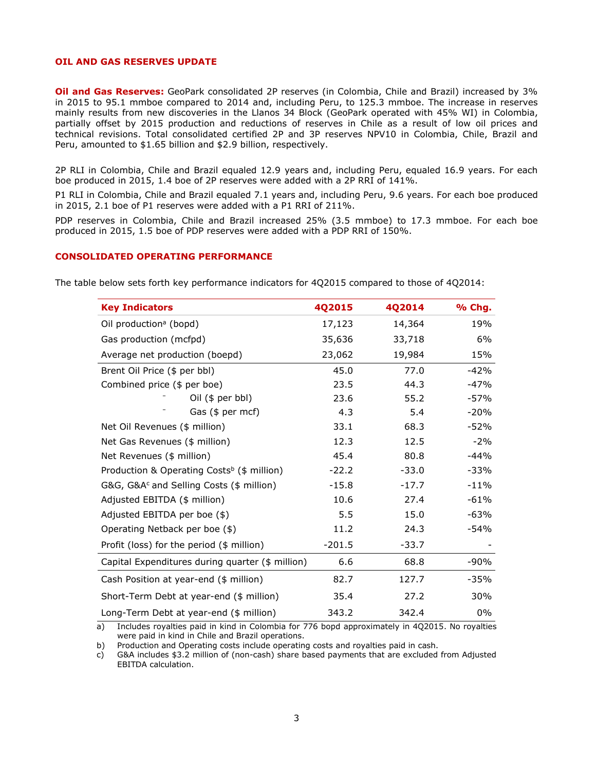## OIL AND GAS RESERVES UPDATE

**Oil and Gas Reserves:** GeoPark consolidated 2P reserves (in Colombia, Chile and Brazil) increased by 3% in 2015 to 95.1 mmboe compared to 2014 and, including Peru, to 125.3 mmboe. The increase in reserves mainly results from new discoveries in the Llanos 34 Block (GeoPark operated with 45% WI) in Colombia, partially offset by 2015 production and reductions of reserves in Chile as a result of low oil prices and technical revisions. Total consolidated certified 2P and 3P reserves NPV10 in Colombia, Chile, Brazil and Peru, amounted to $1.65 billion and $2.9 billion, respectively.

2P RLI in Colombia, Chile and Brazil equaled 12.9 years and, including Peru, equaled 16.9 years. For each boe produced in 2015, 1.4 boe of 2P reserves were added with a 2P RRI of 141%.

P1 RLI in Colombia, Chile and Brazil equaled 7.1 years and, including Peru, 9.6 years. For each boe produced in 2015, 2.1 boe of P1 reserves were added with a P1 RRI of 211%.

PDP reserves in Colombia, Chile and Brazil increased 25% (3.5 mmboe) to 17.3 mmboe. For each boe produced in 2015, 1.5 boe of PDP reserves were added with a PDP RRI of 150%.

## CONSOLIDATED OPERATING PERFORMANCE

The table below sets forth key performance indicators for 4Q2015 compared to those of 4Q2014:

| Key Indicators | 4Q2015 | 4Q2014 | % Chg. |
|---|---|---|---|
| Oil production[a] (bopd) | 17,123 | 14,364 | 19% |
| Gas production (mcfpd) | 35,636 | 33,718 | 6% |
| Average net production (boepd) | 23,062 | 19,984 | 15% |
| Brent Oil Price ($ per bbl) | 45.0 | 77.0 | -42% |
| Combined price ($ per boe) | 23.5 | 44.3 | -47% |
| - Oil ($ per bbl) | 23.6 | 55.2 | -57% |
| - Gas ($ per mcf) | 4.3 | 5.4 | -20% |
| Net Oil Revenues ($ million) | 33.1 | 68.3 | -52% |
| Net Gas Revenues ($ million) | 12.3 | 12.5 | -2% |
| Net Revenues ($ million) | 45.4 | 80.8 | -44% |
| Production & Operating Costs[b] ($ million) | -22.2 | -33.0 | -33% |
| G&G, G&A[c] and Selling Costs ($ million) | -15.8 | -17.7 | -11% |
| Adjusted EBITDA ($ million) | 10.6 | 27.4 | -61% |
| Adjusted EBITDA per boe ($) | 5.5 | 15.0 | -63% |
| Operating Netback per boe ($) | 11.2 | 24.3 | -54% |
| Profit (loss) for the period ($ million) | -201.5 | -33.7 | - |
| Capital Expenditures during quarter ($ million) | 6.6 | 68.8 | -90% |
| Cash Position at year-end ($ million) | 82.7 | 127.7 | -35% |
| Short-Term Debt at year-end ($ million) | 35.4 | 27.2 | 30% |
| Long-Term Debt at year-end ($ million) | 343.2 | 342.4 | 0% |

a) Includes royalties paid in kind in Colombia for 776 bopd approximately in 4Q2015. No royalties were paid in kind in Chile and Brazil operations.

b) Production and Operating costs include operating costs and royalties paid in cash.

c) G&A includes $3.2 million of (non-cash) share based payments that are excluded from Adjusted EBITDA calculation.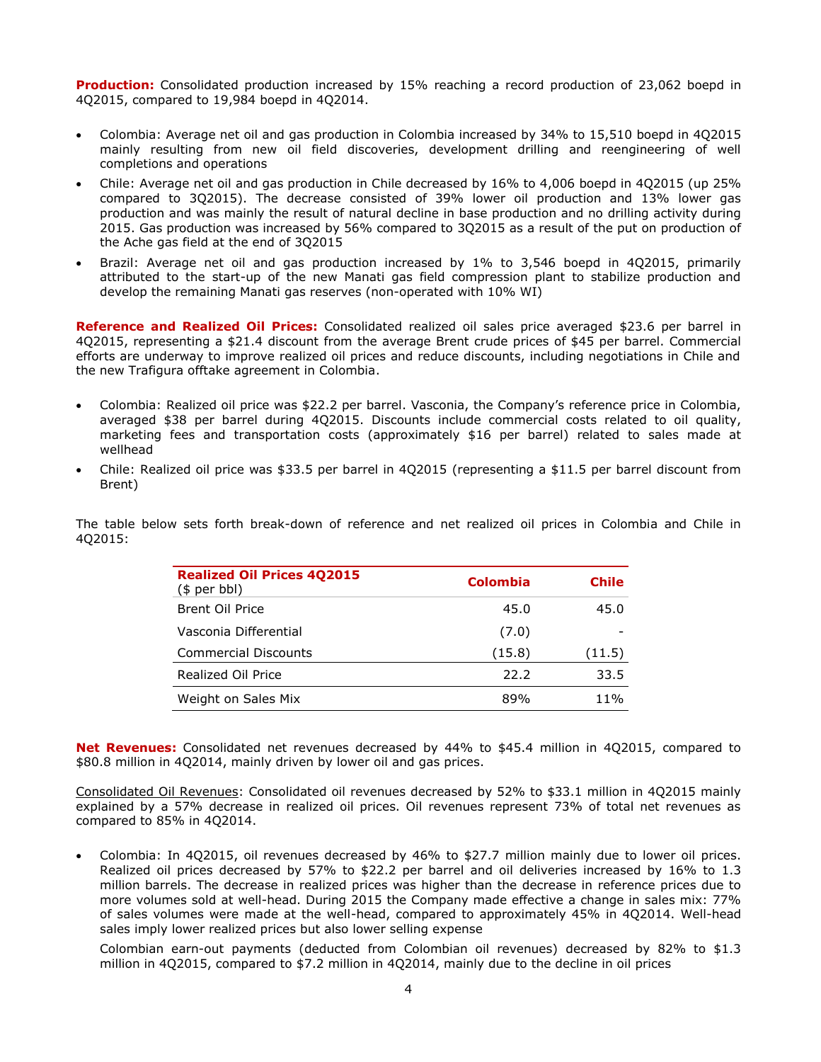**Production:** Consolidated production increased by 15% reaching a record production of 23,062 boepd in 4Q2015, compared to 19,984 boepd in 4Q2014.

- Colombia: Average net oil and gas production in Colombia increased by 34% to 15,510 boepd in 4Q2015 mainly resulting from new oil field discoveries, development drilling and reengineering of well completions and operations
- Chile: Average net oil and gas production in Chile decreased by 16% to 4,006 boepd in 4Q2015 (up 25% compared to 3Q2015). The decrease consisted of 39% lower oil production and 13% lower gas production and was mainly the result of natural decline in base production and no drilling activity during 2015. Gas production was increased by 56% compared to 3Q2015 as a result of the put on production of the Ache gas field at the end of 3Q2015
- Brazil: Average net oil and gas production increased by 1% to 3,546 boepd in 4Q2015, primarily attributed to the start-up of the new Manati gas field compression plant to stabilize production and develop the remaining Manati gas reserves (non-operated with 10% WI)

**Reference and Realized Oil Prices:** Consolidated realized oil sales price averaged $23.6 per barrel in 4Q2015, representing a $21.4 discount from the average Brent crude prices of $45 per barrel. Commercial efforts are underway to improve realized oil prices and reduce discounts, including negotiations in Chile and the new Trafigura offtake agreement in Colombia.

- Colombia: Realized oil price was $22.2 per barrel. Vasconia, the Company's reference price in Colombia, averaged $38 per barrel during 4Q2015. Discounts include commercial costs related to oil quality, marketing fees and transportation costs (approximately $16 per barrel) related to sales made at wellhead
- Chile: Realized oil price was $33.5 per barrel in 4Q2015 (representing a $11.5 per barrel discount from Brent)

The table below sets forth break-down of reference and net realized oil prices in Colombia and Chile in 4Q2015:

| **Realized Oil Prices 4Q2015** ($ per bbl) | **Colombia** | **Chile** |
|---|---|---|
| Brent Oil Price | 45.0 | 45.0 |
| Vasconia Differential | (7.0) | - |
| Commercial Discounts | (15.8) | (11.5) |
| Realized Oil Price | 22.2 | 33.5 |
| Weight on Sales Mix | 89% | 11% |

**Net Revenues:** Consolidated net revenues decreased by 44% to $45.4 million in 4Q2015, compared to $80.8 million in 4Q2014, mainly driven by lower oil and gas prices.

Consolidated Oil Revenues: Consolidated oil revenues decreased by 52% to $33.1 million in 4Q2015 mainly explained by a 57% decrease in realized oil prices. Oil revenues represent 73% of total net revenues as compared to 85% in 4Q2014.

- Colombia: In 4Q2015, oil revenues decreased by 46% to $27.7 million mainly due to lower oil prices. Realized oil prices decreased by 57% to $22.2 per barrel and oil deliveries increased by 16% to 1.3 million barrels. The decrease in realized prices was higher than the decrease in reference prices due to more volumes sold at well-head. During 2015 the Company made effective a change in sales mix: 77% of sales volumes were made at the well-head, compared to approximately 45% in 4Q2014. Well-head sales imply lower realized prices but also lower selling expense

  Colombian earn-out payments (deducted from Colombian oil revenues) decreased by 82% to $1.3 million in 4Q2015, compared to $7.2 million in 4Q2014, mainly due to the decline in oil prices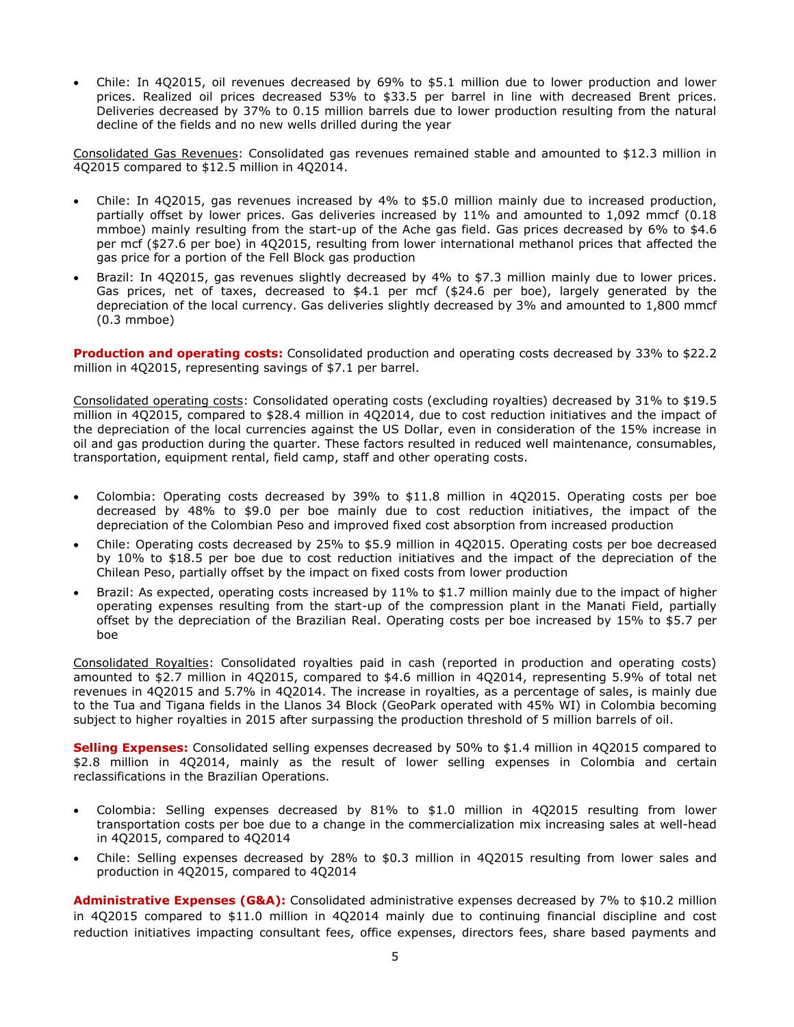- Chile: In 4Q2015, oil revenues decreased by 69% to $5.1 million due to lower production and lower prices. Realized oil prices decreased 53% to $33.5 per barrel in line with decreased Brent prices. Deliveries decreased by 37% to 0.15 million barrels due to lower production resulting from the natural decline of the fields and no new wells drilled during the year

Consolidated Gas Revenues: Consolidated gas revenues remained stable and amounted to $12.3 million in 4Q2015 compared to $12.5 million in 4Q2014.

- Chile: In 4Q2015, gas revenues increased by 4% to $5.0 million mainly due to increased production, partially offset by lower prices. Gas deliveries increased by 11% and amounted to 1,092 mmcf (0.18 mmboe) mainly resulting from the start-up of the Ache gas field. Gas prices decreased by 6% to $4.6 per mcf ($27.6 per boe) in 4Q2015, resulting from lower international methanol prices that affected the gas price for a portion of the Fell Block gas production
- Brazil: In 4Q2015, gas revenues slightly decreased by 4% to $7.3 million mainly due to lower prices. Gas prices, net of taxes, decreased to $4.1 per mcf ($24.6 per boe), largely generated by the depreciation of the local currency. Gas deliveries slightly decreased by 3% and amounted to 1,800 mmcf (0.3 mmboe)

**Production and operating costs:** Consolidated production and operating costs decreased by 33% to $22.2 million in 4Q2015, representing savings of $7.1 per barrel.

Consolidated operating costs: Consolidated operating costs (excluding royalties) decreased by 31% to $19.5 million in 4Q2015, compared to $28.4 million in 4Q2014, due to cost reduction initiatives and the impact of the depreciation of the local currencies against the US Dollar, even in consideration of the 15% increase in oil and gas production during the quarter. These factors resulted in reduced well maintenance, consumables, transportation, equipment rental, field camp, staff and other operating costs.

- Colombia: Operating costs decreased by 39% to $11.8 million in 4Q2015. Operating costs per boe decreased by 48% to $9.0 per boe mainly due to cost reduction initiatives, the impact of the depreciation of the Colombian Peso and improved fixed cost absorption from increased production
- Chile: Operating costs decreased by 25% to $5.9 million in 4Q2015. Operating costs per boe decreased by 10% to $18.5 per boe due to cost reduction initiatives and the impact of the depreciation of the Chilean Peso, partially offset by the impact on fixed costs from lower production
- Brazil: As expected, operating costs increased by 11% to $1.7 million mainly due to the impact of higher operating expenses resulting from the start-up of the compression plant in the Manati Field, partially offset by the depreciation of the Brazilian Real. Operating costs per boe increased by 15% to $5.7 per boe

Consolidated Royalties: Consolidated royalties paid in cash (reported in production and operating costs) amounted to $2.7 million in 4Q2015, compared to $4.6 million in 4Q2014, representing 5.9% of total net revenues in 4Q2015 and 5.7% in 4Q2014. The increase in royalties, as a percentage of sales, is mainly due to the Tua and Tigana fields in the Llanos 34 Block (GeoPark operated with 45% WI) in Colombia becoming subject to higher royalties in 2015 after surpassing the production threshold of 5 million barrels of oil.

**Selling Expenses:** Consolidated selling expenses decreased by 50% to $1.4 million in 4Q2015 compared to $2.8 million in 4Q2014, mainly as the result of lower selling expenses in Colombia and certain reclassifications in the Brazilian Operations.

- Colombia: Selling expenses decreased by 81% to $1.0 million in 4Q2015 resulting from lower transportation costs per boe due to a change in the commercialization mix increasing sales at well-head in 4Q2015, compared to 4Q2014
- Chile: Selling expenses decreased by 28% to $0.3 million in 4Q2015 resulting from lower sales and production in 4Q2015, compared to 4Q2014

**Administrative Expenses (G&A):** Consolidated administrative expenses decreased by 7% to $10.2 million in 4Q2015 compared to $11.0 million in 4Q2014 mainly due to continuing financial discipline and cost reduction initiatives impacting consultant fees, office expenses, directors fees, share based payments and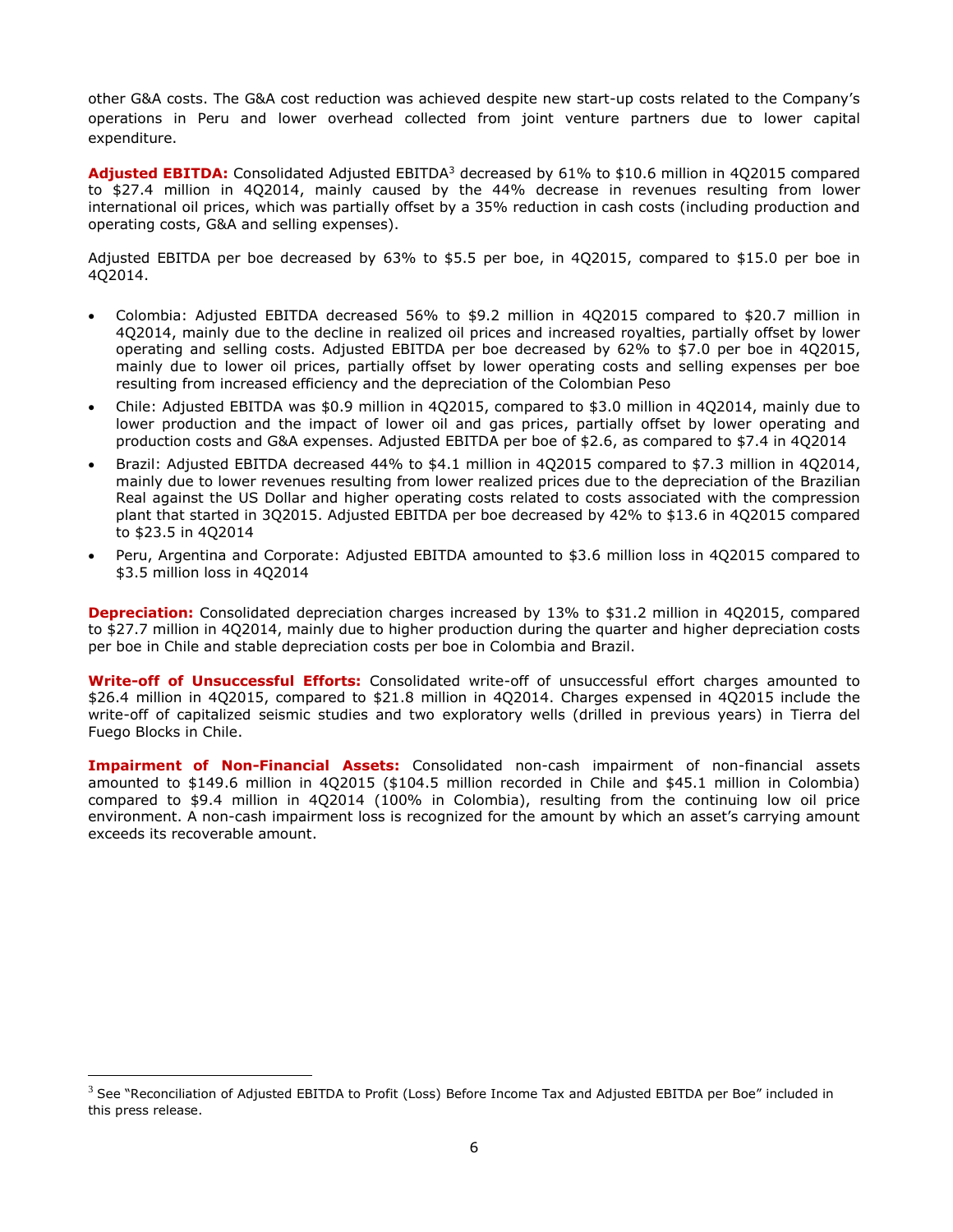other G&A costs. The G&A cost reduction was achieved despite new start-up costs related to the Company's operations in Peru and lower overhead collected from joint venture partners due to lower capital expenditure.

**Adjusted EBITDA:** Consolidated Adjusted EBITDA[3] decreased by 61% to $10.6 million in 4Q2015 compared to $27.4 million in 4Q2014, mainly caused by the 44% decrease in revenues resulting from lower international oil prices, which was partially offset by a 35% reduction in cash costs (including production and operating costs, G&A and selling expenses).

Adjusted EBITDA per boe decreased by 63% to $5.5 per boe, in 4Q2015, compared to $15.0 per boe in 4Q2014.

- Colombia: Adjusted EBITDA decreased 56% to $9.2 million in 4Q2015 compared to $20.7 million in 4Q2014, mainly due to the decline in realized oil prices and increased royalties, partially offset by lower operating and selling costs. Adjusted EBITDA per boe decreased by 62% to $7.0 per boe in 4Q2015, mainly due to lower oil prices, partially offset by lower operating costs and selling expenses per boe resulting from increased efficiency and the depreciation of the Colombian Peso
- Chile: Adjusted EBITDA was $0.9 million in 4Q2015, compared to $3.0 million in 4Q2014, mainly due to lower production and the impact of lower oil and gas prices, partially offset by lower operating and production costs and G&A expenses. Adjusted EBITDA per boe of $2.6, as compared to $7.4 in 4Q2014
- Brazil: Adjusted EBITDA decreased 44% to $4.1 million in 4Q2015 compared to $7.3 million in 4Q2014, mainly due to lower revenues resulting from lower realized prices due to the depreciation of the Brazilian Real against the US Dollar and higher operating costs related to costs associated with the compression plant that started in 3Q2015. Adjusted EBITDA per boe decreased by 42% to $13.6 in 4Q2015 compared to $23.5 in 4Q2014
- Peru, Argentina and Corporate: Adjusted EBITDA amounted to $3.6 million loss in 4Q2015 compared to $3.5 million loss in 4Q2014

**Depreciation:** Consolidated depreciation charges increased by 13% to $31.2 million in 4Q2015, compared to $27.7 million in 4Q2014, mainly due to higher production during the quarter and higher depreciation costs per boe in Chile and stable depreciation costs per boe in Colombia and Brazil.

**Write-off of Unsuccessful Efforts:** Consolidated write-off of unsuccessful effort charges amounted to $26.4 million in 4Q2015, compared to $21.8 million in 4Q2014. Charges expensed in 4Q2015 include the write-off of capitalized seismic studies and two exploratory wells (drilled in previous years) in Tierra del Fuego Blocks in Chile.

**Impairment of Non-Financial Assets:** Consolidated non-cash impairment of non-financial assets amounted to $149.6 million in 4Q2015 ($104.5 million recorded in Chile and $45.1 million in Colombia) compared to $9.4 million in 4Q2014 (100% in Colombia), resulting from the continuing low oil price environment. A non-cash impairment loss is recognized for the amount by which an asset's carrying amount exceeds its recoverable amount.

---

[3] See "Reconciliation of Adjusted EBITDA to Profit (Loss) Before Income Tax and Adjusted EBITDA per Boe" included in this press release.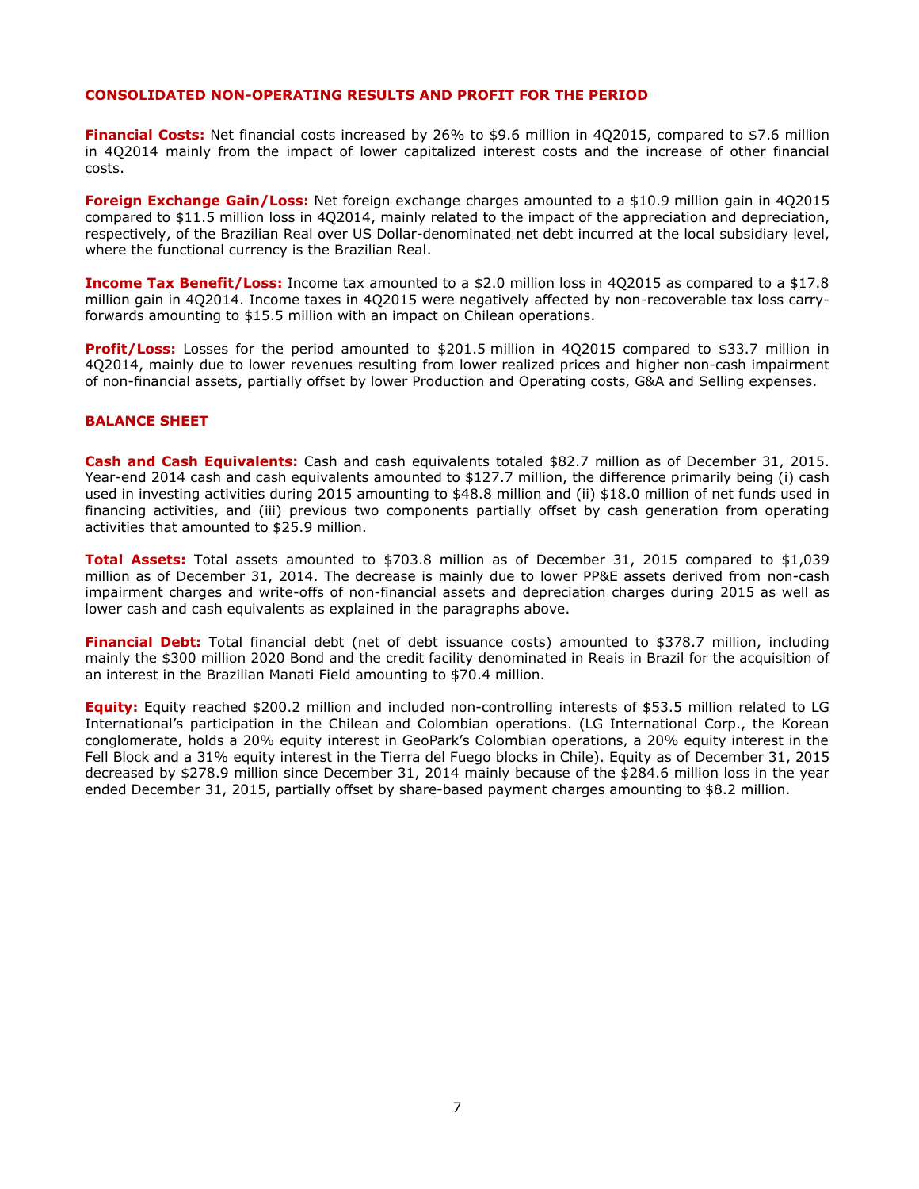## CONSOLIDATED NON-OPERATING RESULTS AND PROFIT FOR THE PERIOD

**Financial Costs:** Net financial costs increased by 26% to $9.6 million in 4Q2015, compared to $7.6 million in 4Q2014 mainly from the impact of lower capitalized interest costs and the increase of other financial costs.

**Foreign Exchange Gain/Loss:** Net foreign exchange charges amounted to a $10.9 million gain in 4Q2015 compared to $11.5 million loss in 4Q2014, mainly related to the impact of the appreciation and depreciation, respectively, of the Brazilian Real over US Dollar-denominated net debt incurred at the local subsidiary level, where the functional currency is the Brazilian Real.

**Income Tax Benefit/Loss:** Income tax amounted to a $2.0 million loss in 4Q2015 as compared to a $17.8 million gain in 4Q2014. Income taxes in 4Q2015 were negatively affected by non-recoverable tax loss carry-forwards amounting to $15.5 million with an impact on Chilean operations.

**Profit/Loss:** Losses for the period amounted to $201.5 million in 4Q2015 compared to $33.7 million in 4Q2014, mainly due to lower revenues resulting from lower realized prices and higher non-cash impairment of non-financial assets, partially offset by lower Production and Operating costs, G&A and Selling expenses.

## BALANCE SHEET

**Cash and Cash Equivalents:** Cash and cash equivalents totaled $82.7 million as of December 31, 2015. Year-end 2014 cash and cash equivalents amounted to $127.7 million, the difference primarily being (i) cash used in investing activities during 2015 amounting to $48.8 million and (ii) $18.0 million of net funds used in financing activities, and (iii) previous two components partially offset by cash generation from operating activities that amounted to $25.9 million.

**Total Assets:** Total assets amounted to $703.8 million as of December 31, 2015 compared to $1,039 million as of December 31, 2014. The decrease is mainly due to lower PP&E assets derived from non-cash impairment charges and write-offs of non-financial assets and depreciation charges during 2015 as well as lower cash and cash equivalents as explained in the paragraphs above.

**Financial Debt:** Total financial debt (net of debt issuance costs) amounted to $378.7 million, including mainly the $300 million 2020 Bond and the credit facility denominated in Reais in Brazil for the acquisition of an interest in the Brazilian Manati Field amounting to $70.4 million.

**Equity:** Equity reached $200.2 million and included non-controlling interests of $53.5 million related to LG International's participation in the Chilean and Colombian operations. (LG International Corp., the Korean conglomerate, holds a 20% equity interest in GeoPark's Colombian operations, a 20% equity interest in the Fell Block and a 31% equity interest in the Tierra del Fuego blocks in Chile). Equity as of December 31, 2015 decreased by $278.9 million since December 31, 2014 mainly because of the $284.6 million loss in the year ended December 31, 2015, partially offset by share-based payment charges amounting to $8.2 million.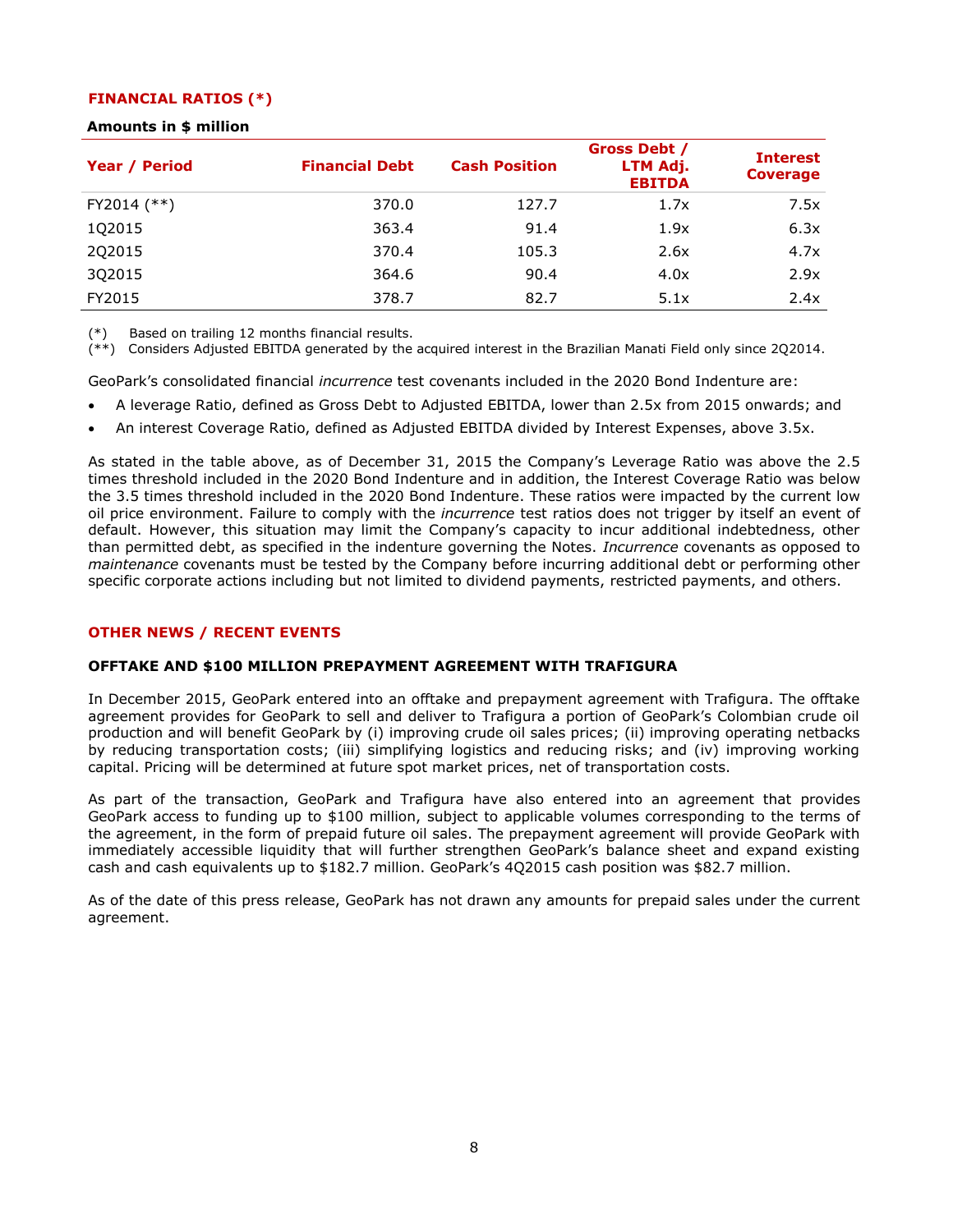## FINANCIAL RATIOS (*)

**Amounts in $ million**

| Year / Period | Financial Debt | Cash Position | Gross Debt / LTM Adj. EBITDA | Interest Coverage |
|---|---|---|---|---|
| FY2014 (**) | 370.0 | 127.7 | 1.7x | 7.5x |
| 1Q2015 | 363.4 | 91.4 | 1.9x | 6.3x |
| 2Q2015 | 370.4 | 105.3 | 2.6x | 4.7x |
| 3Q2015 | 364.6 | 90.4 | 4.0x | 2.9x |
| FY2015 | 378.7 | 82.7 | 5.1x | 2.4x |

(*) Based on trailing 12 months financial results.
(**) Considers Adjusted EBITDA generated by the acquired interest in the Brazilian Manati Field only since 2Q2014.

GeoPark's consolidated financial *incurrence* test covenants included in the 2020 Bond Indenture are:

- A leverage Ratio, defined as Gross Debt to Adjusted EBITDA, lower than 2.5x from 2015 onwards; and
- An interest Coverage Ratio, defined as Adjusted EBITDA divided by Interest Expenses, above 3.5x.

As stated in the table above, as of December 31, 2015 the Company's Leverage Ratio was above the 2.5 times threshold included in the 2020 Bond Indenture and in addition, the Interest Coverage Ratio was below the 3.5 times threshold included in the 2020 Bond Indenture. These ratios were impacted by the current low oil price environment. Failure to comply with the *incurrence* test ratios does not trigger by itself an event of default. However, this situation may limit the Company's capacity to incur additional indebtedness, other than permitted debt, as specified in the indenture governing the Notes. *Incurrence* covenants as opposed to *maintenance* covenants must be tested by the Company before incurring additional debt or performing other specific corporate actions including but not limited to dividend payments, restricted payments, and others.

## OTHER NEWS / RECENT EVENTS

### OFFTAKE AND $100 MILLION PREPAYMENT AGREEMENT WITH TRAFIGURA

In December 2015, GeoPark entered into an offtake and prepayment agreement with Trafigura. The offtake agreement provides for GeoPark to sell and deliver to Trafigura a portion of GeoPark's Colombian crude oil production and will benefit GeoPark by (i) improving crude oil sales prices; (ii) improving operating netbacks by reducing transportation costs; (iii) simplifying logistics and reducing risks; and (iv) improving working capital. Pricing will be determined at future spot market prices, net of transportation costs.

As part of the transaction, GeoPark and Trafigura have also entered into an agreement that provides GeoPark access to funding up to $100 million, subject to applicable volumes corresponding to the terms of the agreement, in the form of prepaid future oil sales. The prepayment agreement will provide GeoPark with immediately accessible liquidity that will further strengthen GeoPark's balance sheet and expand existing cash and cash equivalents up to $182.7 million. GeoPark's 4Q2015 cash position was $82.7 million.

As of the date of this press release, GeoPark has not drawn any amounts for prepaid sales under the current agreement.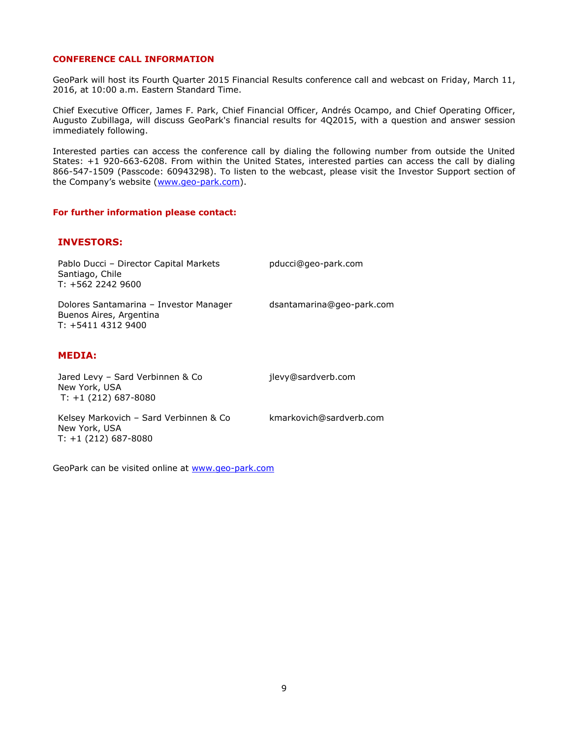## CONFERENCE CALL INFORMATION

GeoPark will host its Fourth Quarter 2015 Financial Results conference call and webcast on Friday, March 11, 2016, at 10:00 a.m. Eastern Standard Time.

Chief Executive Officer, James F. Park, Chief Financial Officer, Andrés Ocampo, and Chief Operating Officer, Augusto Zubillaga, will discuss GeoPark's financial results for 4Q2015, with a question and answer session immediately following.

Interested parties can access the conference call by dialing the following number from outside the United States: +1 920-663-6208. From within the United States, interested parties can access the call by dialing 866-547-1509 (Passcode: 60943298). To listen to the webcast, please visit the Investor Support section of the Company's website (www.geo-park.com).

**For further information please contact:**

### INVESTORS:

Pablo Ducci – Director Capital Markets
Santiago, Chile
T: +562 2242 9600
pducci@geo-park.com

Dolores Santamarina – Investor Manager
Buenos Aires, Argentina
T: +5411 4312 9400
dsantamarina@geo-park.com

### MEDIA:

Jared Levy – Sard Verbinnen & Co
New York, USA
T: +1 (212) 687-8080
jlevy@sardverb.com

Kelsey Markovich – Sard Verbinnen & Co
New York, USA
T: +1 (212) 687-8080
kmarkovich@sardverb.com

GeoPark can be visited online at www.geo-park.com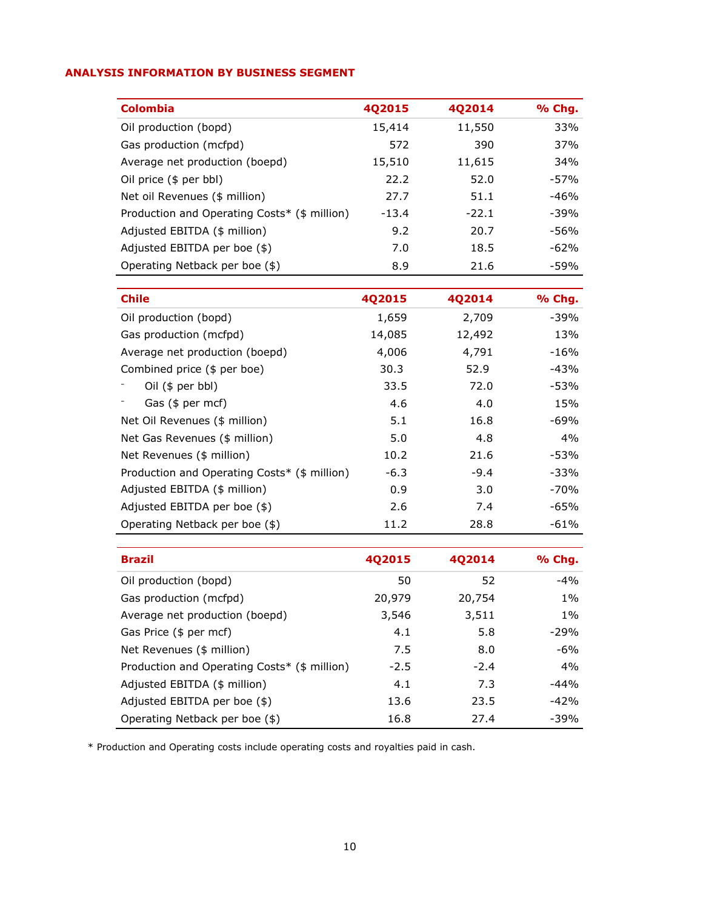## ANALYSIS INFORMATION BY BUSINESS SEGMENT

| Colombia | 4Q2015 | 4Q2014 | % Chg. |
|---|---|---|---|
| Oil production (bopd) | 15,414 | 11,550 | 33% |
| Gas production (mcfpd) | 572 | 390 | 37% |
| Average net production (boepd) | 15,510 | 11,615 | 34% |
| Oil price ($ per bbl) | 22.2 | 52.0 | -57% |
| Net oil Revenues ($ million) | 27.7 | 51.1 | -46% |
| Production and Operating Costs* ($ million) | -13.4 | -22.1 | -39% |
| Adjusted EBITDA ($ million) | 9.2 | 20.7 | -56% |
| Adjusted EBITDA per boe ($) | 7.0 | 18.5 | -62% |
| Operating Netback per boe ($) | 8.9 | 21.6 | -59% |

| Chile | 4Q2015 | 4Q2014 | % Chg. |
|---|---|---|---|
| Oil production (bopd) | 1,659 | 2,709 | -39% |
| Gas production (mcfpd) | 14,085 | 12,492 | 13% |
| Average net production (boepd) | 4,006 | 4,791 | -16% |
| Combined price ($ per boe) | 30.3 | 52.9 | -43% |
| - Oil ($ per bbl) | 33.5 | 72.0 | -53% |
| - Gas ($ per mcf) | 4.6 | 4.0 | 15% |
| Net Oil Revenues ($ million) | 5.1 | 16.8 | -69% |
| Net Gas Revenues ($ million) | 5.0 | 4.8 | 4% |
| Net Revenues ($ million) | 10.2 | 21.6 | -53% |
| Production and Operating Costs* ($ million) | -6.3 | -9.4 | -33% |
| Adjusted EBITDA ($ million) | 0.9 | 3.0 | -70% |
| Adjusted EBITDA per boe ($) | 2.6 | 7.4 | -65% |
| Operating Netback per boe ($) | 11.2 | 28.8 | -61% |

| Brazil | 4Q2015 | 4Q2014 | % Chg. |
|---|---|---|---|
| Oil production (bopd) | 50 | 52 | -4% |
| Gas production (mcfpd) | 20,979 | 20,754 | 1% |
| Average net production (boepd) | 3,546 | 3,511 | 1% |
| Gas Price ($ per mcf) | 4.1 | 5.8 | -29% |
| Net Revenues ($ million) | 7.5 | 8.0 | -6% |
| Production and Operating Costs* ($ million) | -2.5 | -2.4 | 4% |
| Adjusted EBITDA ($ million) | 4.1 | 7.3 | -44% |
| Adjusted EBITDA per boe ($) | 13.6 | 23.5 | -42% |
| Operating Netback per boe ($) | 16.8 | 27.4 | -39% |

* Production and Operating costs include operating costs and royalties paid in cash.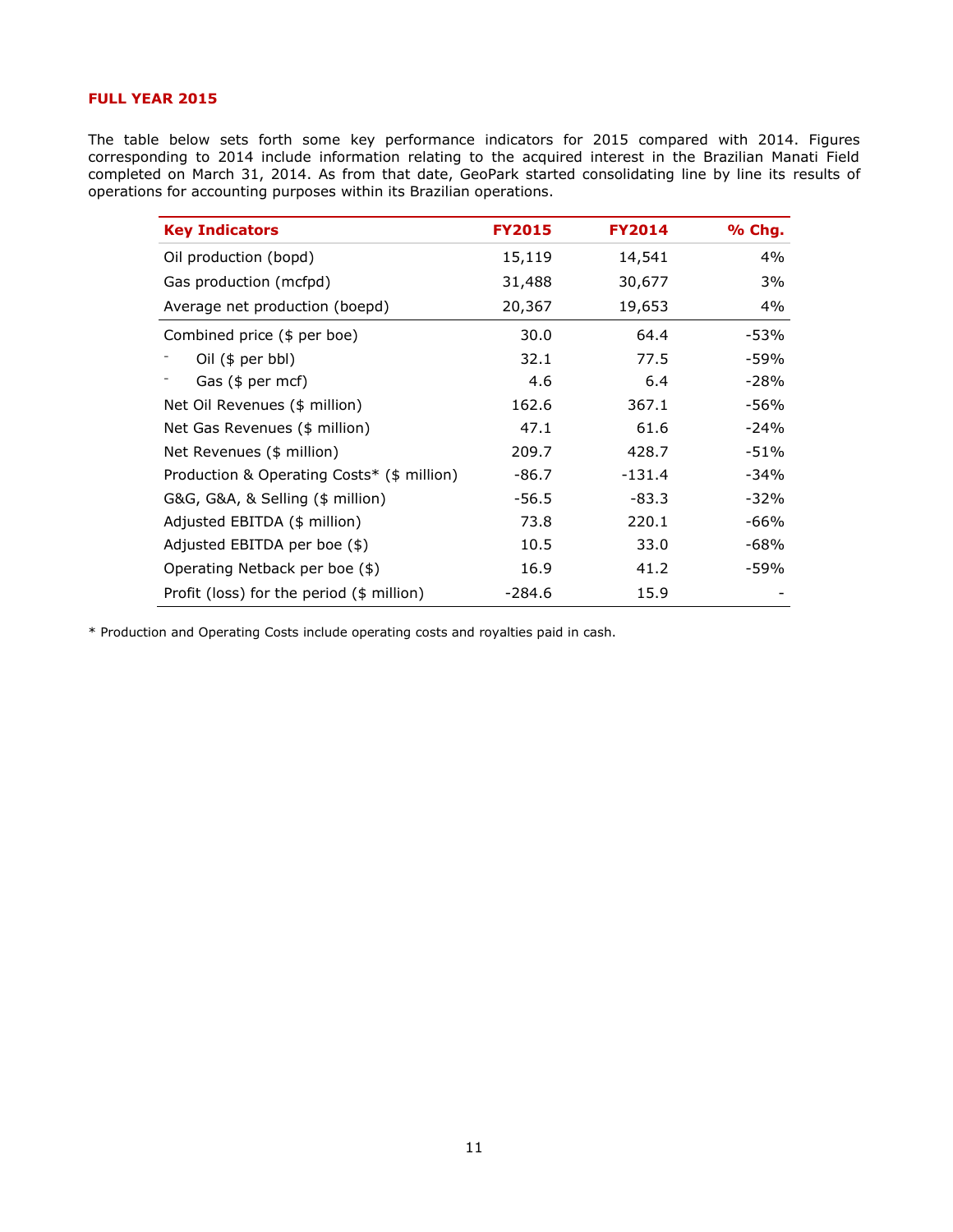## FULL YEAR 2015

The table below sets forth some key performance indicators for 2015 compared with 2014. Figures corresponding to 2014 include information relating to the acquired interest in the Brazilian Manati Field completed on March 31, 2014. As from that date, GeoPark started consolidating line by line its results of operations for accounting purposes within its Brazilian operations.

| Key Indicators | FY2015 | FY2014 | % Chg. |
|---|---|---|---|
| Oil production (bopd) | 15,119 | 14,541 | 4% |
| Gas production (mcfpd) | 31,488 | 30,677 | 3% |
| Average net production (boepd) | 20,367 | 19,653 | 4% |
| Combined price ($ per boe) | 30.0 | 64.4 | -53% |
| - Oil ($ per bbl) | 32.1 | 77.5 | -59% |
| - Gas ($ per mcf) | 4.6 | 6.4 | -28% |
| Net Oil Revenues ($ million) | 162.6 | 367.1 | -56% |
| Net Gas Revenues ($ million) | 47.1 | 61.6 | -24% |
| Net Revenues ($ million) | 209.7 | 428.7 | -51% |
| Production & Operating Costs* ($ million) | -86.7 | -131.4 | -34% |
| G&G, G&A, & Selling ($ million) | -56.5 | -83.3 | -32% |
| Adjusted EBITDA ($ million) | 73.8 | 220.1 | -66% |
| Adjusted EBITDA per boe ($) | 10.5 | 33.0 | -68% |
| Operating Netback per boe ($) | 16.9 | 41.2 | -59% |
| Profit (loss) for the period ($ million) | -284.6 | 15.9 | - |

* Production and Operating Costs include operating costs and royalties paid in cash.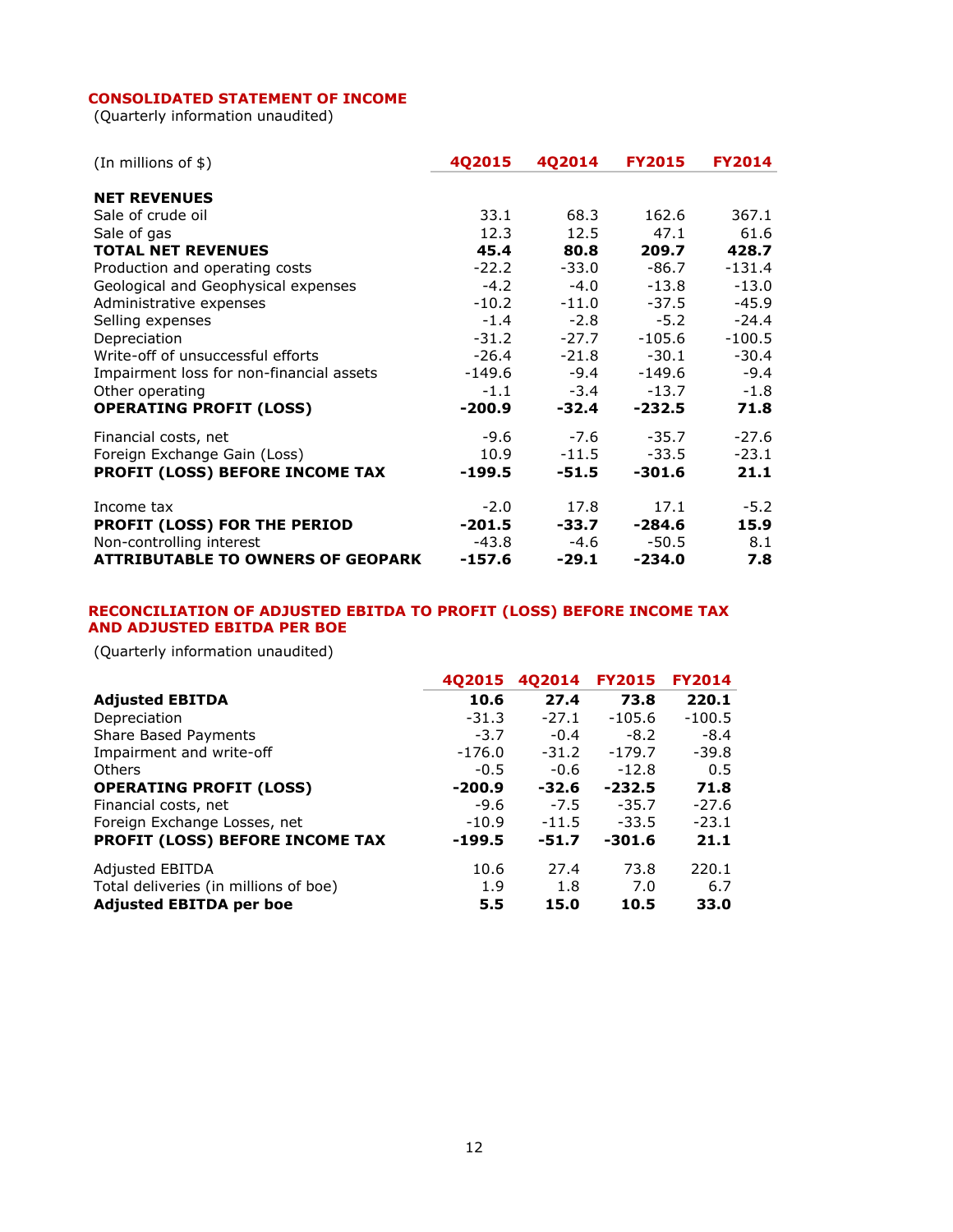## CONSOLIDATED STATEMENT OF INCOME

(Quarterly information unaudited)

| (In millions of $) | 4Q2015 | 4Q2014 | FY2015 | FY2014 |
|---|---|---|---|---|
| **NET REVENUES** | | | | |
| Sale of crude oil | 33.1 | 68.3 | 162.6 | 367.1 |
| Sale of gas | 12.3 | 12.5 | 47.1 | 61.6 |
| **TOTAL NET REVENUES** | **45.4** | **80.8** | **209.7** | **428.7** |
| Production and operating costs | -22.2 | -33.0 | -86.7 | -131.4 |
| Geological and Geophysical expenses | -4.2 | -4.0 | -13.8 | -13.0 |
| Administrative expenses | -10.2 | -11.0 | -37.5 | -45.9 |
| Selling expenses | -1.4 | -2.8 | -5.2 | -24.4 |
| Depreciation | -31.2 | -27.7 | -105.6 | -100.5 |
| Write-off of unsuccessful efforts | -26.4 | -21.8 | -30.1 | -30.4 |
| Impairment loss for non-financial assets | -149.6 | -9.4 | -149.6 | -9.4 |
| Other operating | -1.1 | -3.4 | -13.7 | -1.8 |
| **OPERATING PROFIT (LOSS)** | **-200.9** | **-32.4** | **-232.5** | **71.8** |
| Financial costs, net | -9.6 | -7.6 | -35.7 | -27.6 |
| Foreign Exchange Gain (Loss) | 10.9 | -11.5 | -33.5 | -23.1 |
| **PROFIT (LOSS) BEFORE INCOME TAX** | **-199.5** | **-51.5** | **-301.6** | **21.1** |
| Income tax | -2.0 | 17.8 | 17.1 | -5.2 |
| **PROFIT (LOSS) FOR THE PERIOD** | **-201.5** | **-33.7** | **-284.6** | **15.9** |
| Non-controlling interest | -43.8 | -4.6 | -50.5 | 8.1 |
| **ATTRIBUTABLE TO OWNERS OF GEOPARK** | **-157.6** | **-29.1** | **-234.0** | **7.8** |

## RECONCILIATION OF ADJUSTED EBITDA TO PROFIT (LOSS) BEFORE INCOME TAX AND ADJUSTED EBITDA PER BOE

(Quarterly information unaudited)

| | 4Q2015 | 4Q2014 | FY2015 | FY2014 |
|---|---|---|---|---|
| **Adjusted EBITDA** | **10.6** | **27.4** | **73.8** | **220.1** |
| Depreciation | -31.3 | -27.1 | -105.6 | -100.5 |
| Share Based Payments | -3.7 | -0.4 | -8.2 | -8.4 |
| Impairment and write-off | -176.0 | -31.2 | -179.7 | -39.8 |
| Others | -0.5 | -0.6 | -12.8 | 0.5 |
| **OPERATING PROFIT (LOSS)** | **-200.9** | **-32.6** | **-232.5** | **71.8** |
| Financial costs, net | -9.6 | -7.5 | -35.7 | -27.6 |
| Foreign Exchange Losses, net | -10.9 | -11.5 | -33.5 | -23.1 |
| **PROFIT (LOSS) BEFORE INCOME TAX** | **-199.5** | **-51.7** | **-301.6** | **21.1** |
| Adjusted EBITDA | 10.6 | 27.4 | 73.8 | 220.1 |
| Total deliveries (in millions of boe) | 1.9 | 1.8 | 7.0 | 6.7 |
| **Adjusted EBITDA per boe** | **5.5** | **15.0** | **10.5** | **33.0** |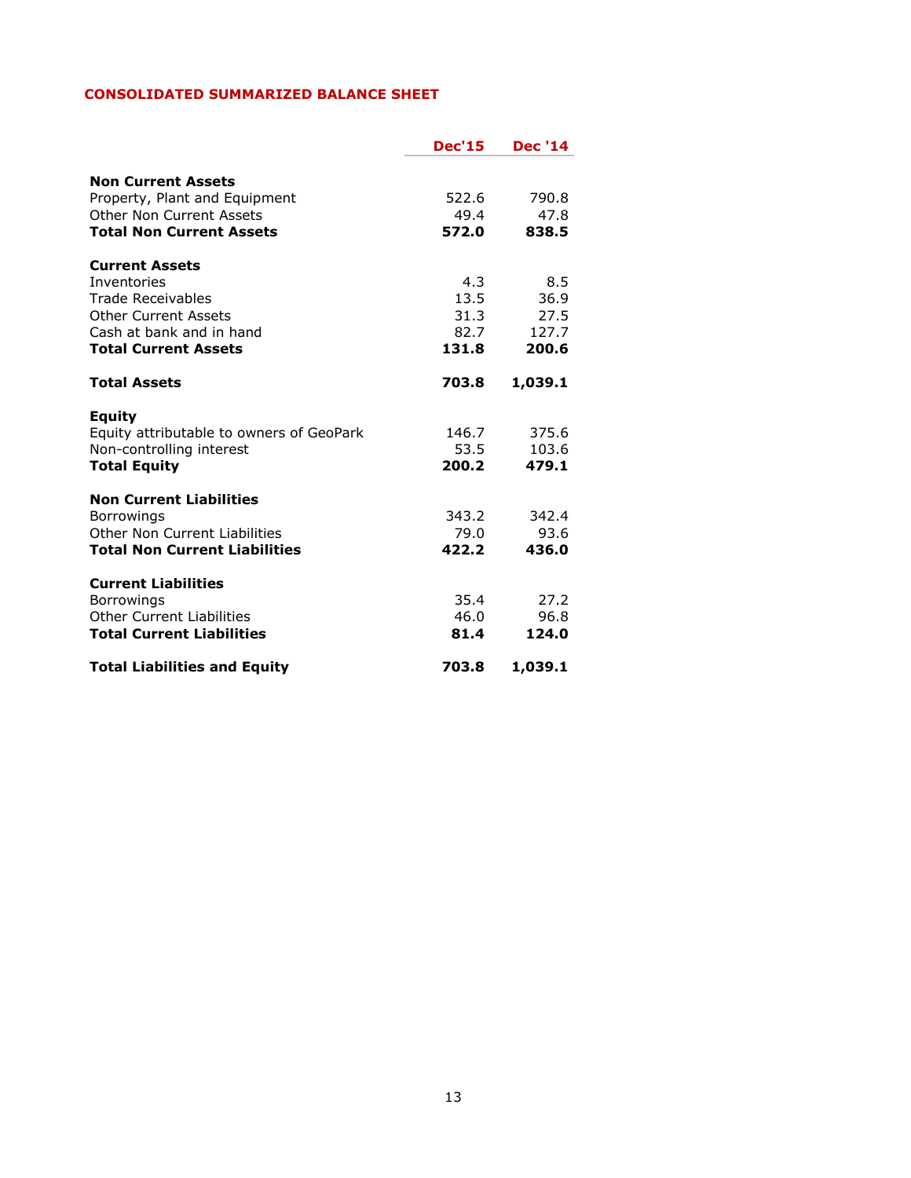## CONSOLIDATED SUMMARIZED BALANCE SHEET

| | Dec'15 | Dec '14 |
|---|---|---|
| **Non Current Assets** | | |
| Property, Plant and Equipment | 522.6 | 790.8 |
| Other Non Current Assets | 49.4 | 47.8 |
| **Total Non Current Assets** | **572.0** | **838.5** |
| **Current Assets** | | |
| Inventories | 4.3 | 8.5 |
| Trade Receivables | 13.5 | 36.9 |
| Other Current Assets | 31.3 | 27.5 |
| Cash at bank and in hand | 82.7 | 127.7 |
| **Total Current Assets** | **131.8** | **200.6** |
| **Total Assets** | **703.8** | **1,039.1** |
| **Equity** | | |
| Equity attributable to owners of GeoPark | 146.7 | 375.6 |
| Non-controlling interest | 53.5 | 103.6 |
| **Total Equity** | **200.2** | **479.1** |
| **Non Current Liabilities** | | |
| Borrowings | 343.2 | 342.4 |
| Other Non Current Liabilities | 79.0 | 93.6 |
| **Total Non Current Liabilities** | **422.2** | **436.0** |
| **Current Liabilities** | | |
| Borrowings | 35.4 | 27.2 |
| Other Current Liabilities | 46.0 | 96.8 |
| **Total Current Liabilities** | **81.4** | **124.0** |
| **Total Liabilities and Equity** | **703.8** | **1,039.1** |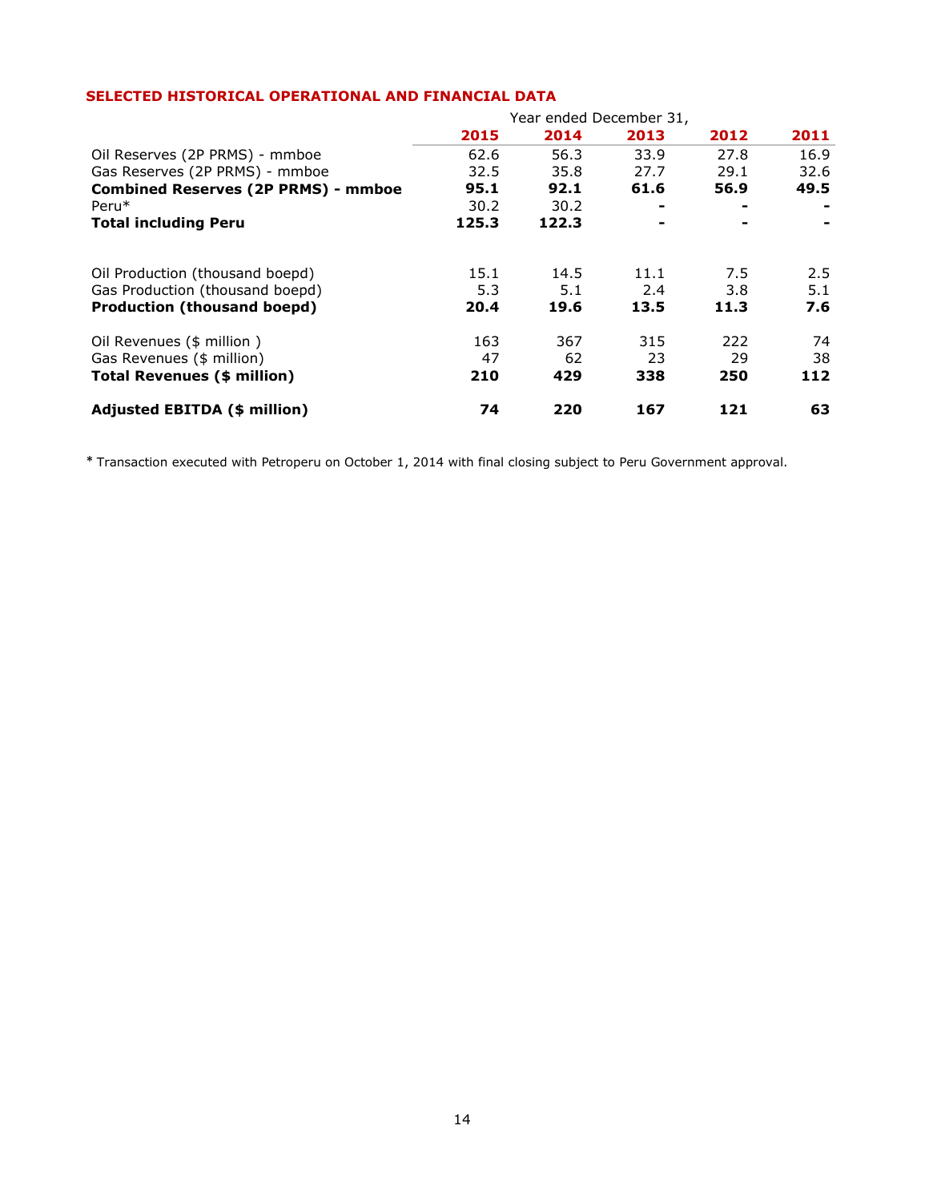## SELECTED HISTORICAL OPERATIONAL AND FINANCIAL DATA

| | Year ended December 31, | | | | |
|---|---|---|---|---|---|
| | **2015** | **2014** | **2013** | **2012** | **2011** |
| Oil Reserves (2P PRMS) - mmboe | 62.6 | 56.3 | 33.9 | 27.8 | 16.9 |
| Gas Reserves (2P PRMS) - mmboe | 32.5 | 35.8 | 27.7 | 29.1 | 32.6 |
| **Combined Reserves (2P PRMS) - mmboe** | **95.1** | **92.1** | **61.6** | **56.9** | **49.5** |
| Peru* | 30.2 | 30.2 | - | - | - |
| **Total including Peru** | **125.3** | **122.3** | **-** | **-** | **-** |
| | | | | | |
| Oil Production (thousand boepd) | 15.1 | 14.5 | 11.1 | 7.5 | 2.5 |
| Gas Production (thousand boepd) | 5.3 | 5.1 | 2.4 | 3.8 | 5.1 |
| **Production (thousand boepd)** | **20.4** | **19.6** | **13.5** | **11.3** | **7.6** |
| | | | | | |
| Oil Revenues ($ million ) | 163 | 367 | 315 | 222 | 74 |
| Gas Revenues ($ million) | 47 | 62 | 23 | 29 | 38 |
| **Total Revenues ($ million)** | **210** | **429** | **338** | **250** | **112** |
| | | | | | |
| **Adjusted EBITDA ($ million)** | **74** | **220** | **167** | **121** | **63** |

* Transaction executed with Petroperu on October 1, 2014 with final closing subject to Peru Government approval.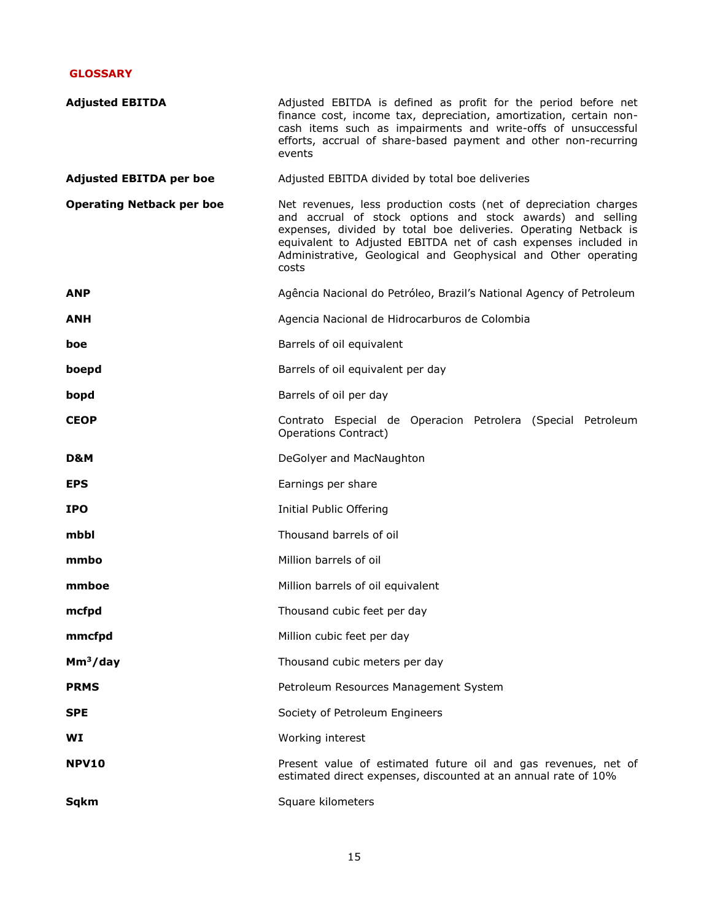## GLOSSARY

| | |
|---|---|
| **Adjusted EBITDA** | Adjusted EBITDA is defined as profit for the period before net finance cost, income tax, depreciation, amortization, certain non-cash items such as impairments and write-offs of unsuccessful efforts, accrual of share-based payment and other non-recurring events |
| **Adjusted EBITDA per boe** | Adjusted EBITDA divided by total boe deliveries |
| **Operating Netback per boe** | Net revenues, less production costs (net of depreciation charges and accrual of stock options and stock awards) and selling expenses, divided by total boe deliveries. Operating Netback is equivalent to Adjusted EBITDA net of cash expenses included in Administrative, Geological and Geophysical and Other operating costs |
| **ANP** | Agência Nacional do Petróleo, Brazil's National Agency of Petroleum |
| **ANH** | Agencia Nacional de Hidrocarburos de Colombia |
| **boe** | Barrels of oil equivalent |
| **boepd** | Barrels of oil equivalent per day |
| **bopd** | Barrels of oil per day |
| **CEOP** | Contrato Especial de Operacion Petrolera (Special Petroleum Operations Contract) |
| **D&M** | DeGolyer and MacNaughton |
| **EPS** | Earnings per share |
| **IPO** | Initial Public Offering |
| **mbbl** | Thousand barrels of oil |
| **mmbo** | Million barrels of oil |
| **mmboe** | Million barrels of oil equivalent |
| **mcfpd** | Thousand cubic feet per day |
| **mmcfpd** | Million cubic feet per day |
| **$Mm^3$/day** | Thousand cubic meters per day |
| **PRMS** | Petroleum Resources Management System |
| **SPE** | Society of Petroleum Engineers |
| **WI** | Working interest |
| **NPV10** | Present value of estimated future oil and gas revenues, net of estimated direct expenses, discounted at an annual rate of 10% |
| **Sqkm** | Square kilometers |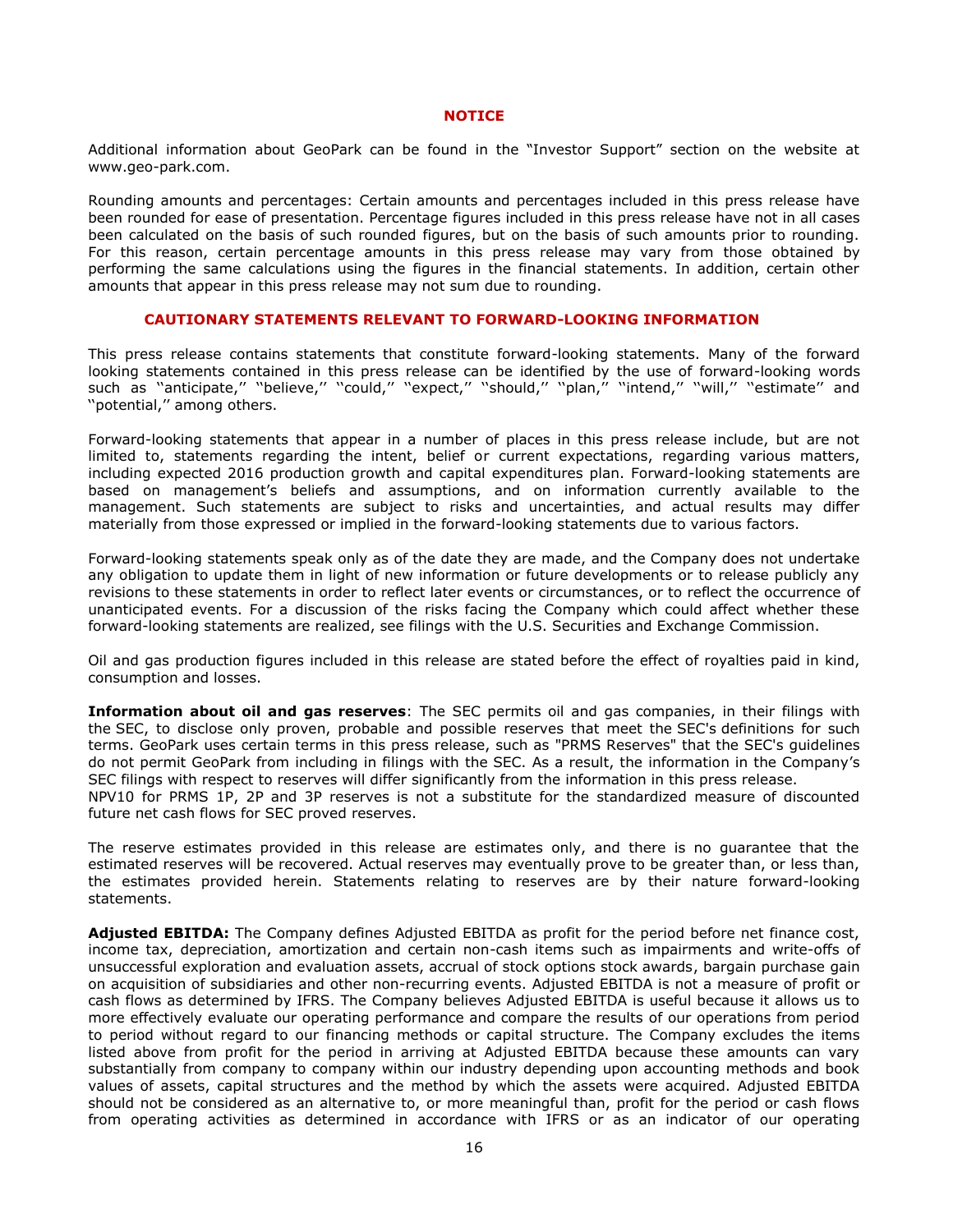## NOTICE

Additional information about GeoPark can be found in the "Investor Support" section on the website at www.geo-park.com.

Rounding amounts and percentages: Certain amounts and percentages included in this press release have been rounded for ease of presentation. Percentage figures included in this press release have not in all cases been calculated on the basis of such rounded figures, but on the basis of such amounts prior to rounding. For this reason, certain percentage amounts in this press release may vary from those obtained by performing the same calculations using the figures in the financial statements. In addition, certain other amounts that appear in this press release may not sum due to rounding.

## CAUTIONARY STATEMENTS RELEVANT TO FORWARD-LOOKING INFORMATION

This press release contains statements that constitute forward-looking statements. Many of the forward looking statements contained in this press release can be identified by the use of forward-looking words such as ''anticipate,'' ''believe,'' ''could,'' ''expect,'' ''should,'' ''plan,'' ''intend,'' ''will,'' ''estimate'' and ''potential,'' among others.

Forward-looking statements that appear in a number of places in this press release include, but are not limited to, statements regarding the intent, belief or current expectations, regarding various matters, including expected 2016 production growth and capital expenditures plan. Forward-looking statements are based on management's beliefs and assumptions, and on information currently available to the management. Such statements are subject to risks and uncertainties, and actual results may differ materially from those expressed or implied in the forward-looking statements due to various factors.

Forward-looking statements speak only as of the date they are made, and the Company does not undertake any obligation to update them in light of new information or future developments or to release publicly any revisions to these statements in order to reflect later events or circumstances, or to reflect the occurrence of unanticipated events. For a discussion of the risks facing the Company which could affect whether these forward-looking statements are realized, see filings with the U.S. Securities and Exchange Commission.

Oil and gas production figures included in this release are stated before the effect of royalties paid in kind, consumption and losses.

**Information about oil and gas reserves**: The SEC permits oil and gas companies, in their filings with the SEC, to disclose only proven, probable and possible reserves that meet the SEC's definitions for such terms. GeoPark uses certain terms in this press release, such as "PRMS Reserves" that the SEC's guidelines do not permit GeoPark from including in filings with the SEC. As a result, the information in the Company's SEC filings with respect to reserves will differ significantly from the information in this press release.
NPV10 for PRMS 1P, 2P and 3P reserves is not a substitute for the standardized measure of discounted future net cash flows for SEC proved reserves.

The reserve estimates provided in this release are estimates only, and there is no guarantee that the estimated reserves will be recovered. Actual reserves may eventually prove to be greater than, or less than, the estimates provided herein. Statements relating to reserves are by their nature forward-looking statements.

**Adjusted EBITDA:** The Company defines Adjusted EBITDA as profit for the period before net finance cost, income tax, depreciation, amortization and certain non-cash items such as impairments and write-offs of unsuccessful exploration and evaluation assets, accrual of stock options stock awards, bargain purchase gain on acquisition of subsidiaries and other non-recurring events. Adjusted EBITDA is not a measure of profit or cash flows as determined by IFRS. The Company believes Adjusted EBITDA is useful because it allows us to more effectively evaluate our operating performance and compare the results of our operations from period to period without regard to our financing methods or capital structure. The Company excludes the items listed above from profit for the period in arriving at Adjusted EBITDA because these amounts can vary substantially from company to company within our industry depending upon accounting methods and book values of assets, capital structures and the method by which the assets were acquired. Adjusted EBITDA should not be considered as an alternative to, or more meaningful than, profit for the period or cash flows from operating activities as determined in accordance with IFRS or as an indicator of our operating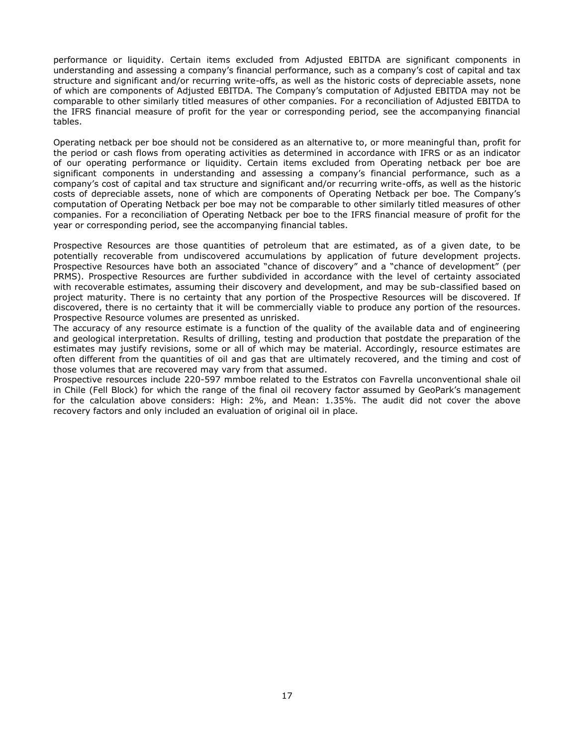performance or liquidity. Certain items excluded from Adjusted EBITDA are significant components in understanding and assessing a company's financial performance, such as a company's cost of capital and tax structure and significant and/or recurring write-offs, as well as the historic costs of depreciable assets, none of which are components of Adjusted EBITDA. The Company's computation of Adjusted EBITDA may not be comparable to other similarly titled measures of other companies. For a reconciliation of Adjusted EBITDA to the IFRS financial measure of profit for the year or corresponding period, see the accompanying financial tables.

Operating netback per boe should not be considered as an alternative to, or more meaningful than, profit for the period or cash flows from operating activities as determined in accordance with IFRS or as an indicator of our operating performance or liquidity. Certain items excluded from Operating netback per boe are significant components in understanding and assessing a company's financial performance, such as a company's cost of capital and tax structure and significant and/or recurring write-offs, as well as the historic costs of depreciable assets, none of which are components of Operating Netback per boe. The Company's computation of Operating Netback per boe may not be comparable to other similarly titled measures of other companies. For a reconciliation of Operating Netback per boe to the IFRS financial measure of profit for the year or corresponding period, see the accompanying financial tables.

Prospective Resources are those quantities of petroleum that are estimated, as of a given date, to be potentially recoverable from undiscovered accumulations by application of future development projects. Prospective Resources have both an associated "chance of discovery" and a "chance of development" (per PRMS). Prospective Resources are further subdivided in accordance with the level of certainty associated with recoverable estimates, assuming their discovery and development, and may be sub-classified based on project maturity. There is no certainty that any portion of the Prospective Resources will be discovered. If discovered, there is no certainty that it will be commercially viable to produce any portion of the resources. Prospective Resource volumes are presented as unrisked.
The accuracy of any resource estimate is a function of the quality of the available data and of engineering and geological interpretation. Results of drilling, testing and production that postdate the preparation of the estimates may justify revisions, some or all of which may be material. Accordingly, resource estimates are often different from the quantities of oil and gas that are ultimately recovered, and the timing and cost of those volumes that are recovered may vary from that assumed.
Prospective resources include 220-597 mmboe related to the Estratos con Favrella unconventional shale oil in Chile (Fell Block) for which the range of the final oil recovery factor assumed by GeoPark's management for the calculation above considers: High: 2%, and Mean: 1.35%. The audit did not cover the above recovery factors and only included an evaluation of original oil in place.